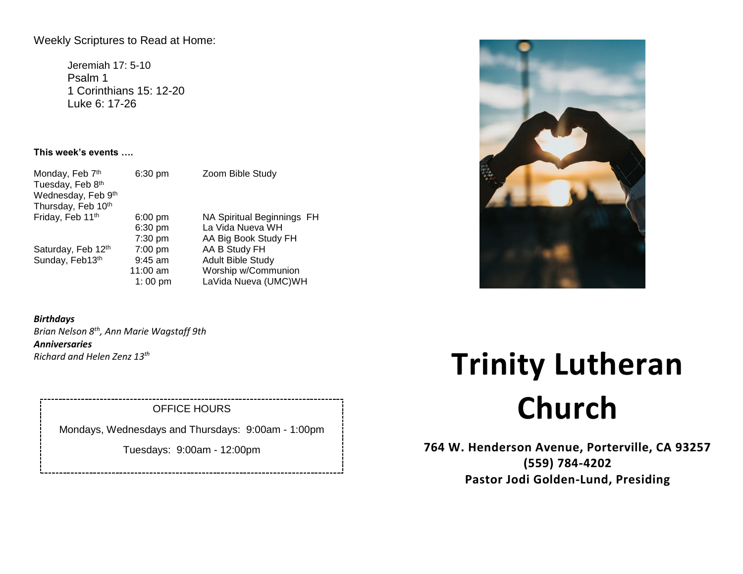Weekly Scriptures to Read at Home:

Jeremiah 17: 5-10
Psalm 1
1 Corinthians 15: 12-20
Luke 6: 17-26

**This week's events ….**

| | | |
|---|---|---|
| Monday, Feb 7th | 6:30 pm | Zoom Bible Study |
| Tuesday, Feb 8th | | |
| Wednesday, Feb 9th | | |
| Thursday, Feb 10th | | |
| Friday, Feb 11th | 6:00 pm | NA Spiritual Beginnings FH |
| | 6:30 pm | La Vida Nueva WH |
| | 7:30 pm | AA Big Book Study FH |
| Saturday, Feb 12th | 7:00 pm | AA B Study FH |
| Sunday, Feb13th | 9:45 am | Adult Bible Study |
| | 11:00 am | Worship w/Communion |
| | 1: 00 pm | LaVida Nueva (UMC)WH |

***Birthdays***
*Brian Nelson 8th, Ann Marie Wagstaff 9th*
***Anniversaries***
*Richard and Helen Zenz 13th*

OFFICE HOURS

Mondays, Wednesdays and Thursdays: 9:00am - 1:00pm

Tuesdays: 9:00am - 12:00pm

# Trinity Lutheran Church

**764 W. Henderson Avenue, Porterville, CA 93257**
**(559) 784-4202**
**Pastor Jodi Golden-Lund, Presiding**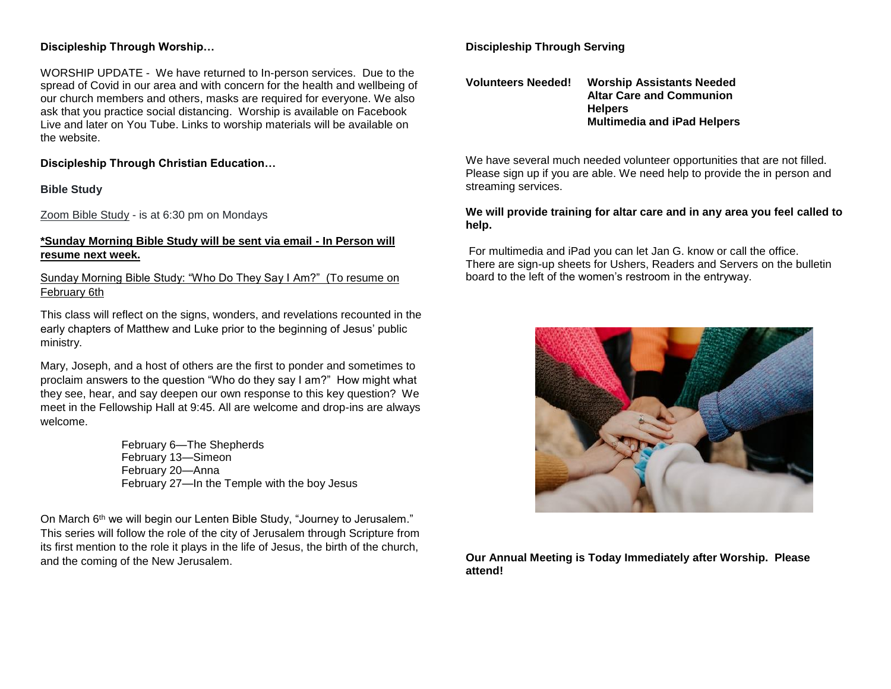**Discipleship Through Worship…**

WORSHIP UPDATE - We have returned to In-person services. Due to the spread of Covid in our area and with concern for the health and wellbeing of our church members and others, masks are required for everyone. We also ask that you practice social distancing. Worship is available on Facebook Live and later on You Tube. Links to worship materials will be available on the website.

**Discipleship Through Christian Education…**

**Bible Study**

Zoom Bible Study - is at 6:30 pm on Mondays

**\*Sunday Morning Bible Study will be sent via email - In Person will resume next week.**

Sunday Morning Bible Study: "Who Do They Say I Am?" (To resume on February 6th

This class will reflect on the signs, wonders, and revelations recounted in the early chapters of Matthew and Luke prior to the beginning of Jesus' public ministry.

Mary, Joseph, and a host of others are the first to ponder and sometimes to proclaim answers to the question "Who do they say I am?" How might what they see, hear, and say deepen our own response to this key question? We meet in the Fellowship Hall at 9:45. All are welcome and drop-ins are always welcome.

February 6—The Shepherds
February 13—Simeon
February 20—Anna
February 27—In the Temple with the boy Jesus

On March 6th we will begin our Lenten Bible Study, "Journey to Jerusalem." This series will follow the role of the city of Jerusalem through Scripture from its first mention to the role it plays in the life of Jesus, the birth of the church, and the coming of the New Jerusalem.

**Discipleship Through Serving**

**Volunteers Needed!** **Worship Assistants Needed**
**Altar Care and Communion Helpers**
**Multimedia and iPad Helpers**

We have several much needed volunteer opportunities that are not filled. Please sign up if you are able. We need help to provide the in person and streaming services.

**We will provide training for altar care and in any area you feel called to help.**

For multimedia and iPad you can let Jan G. know or call the office. There are sign-up sheets for Ushers, Readers and Servers on the bulletin board to the left of the women's restroom in the entryway.

**Our Annual Meeting is Today Immediately after Worship. Please attend!**